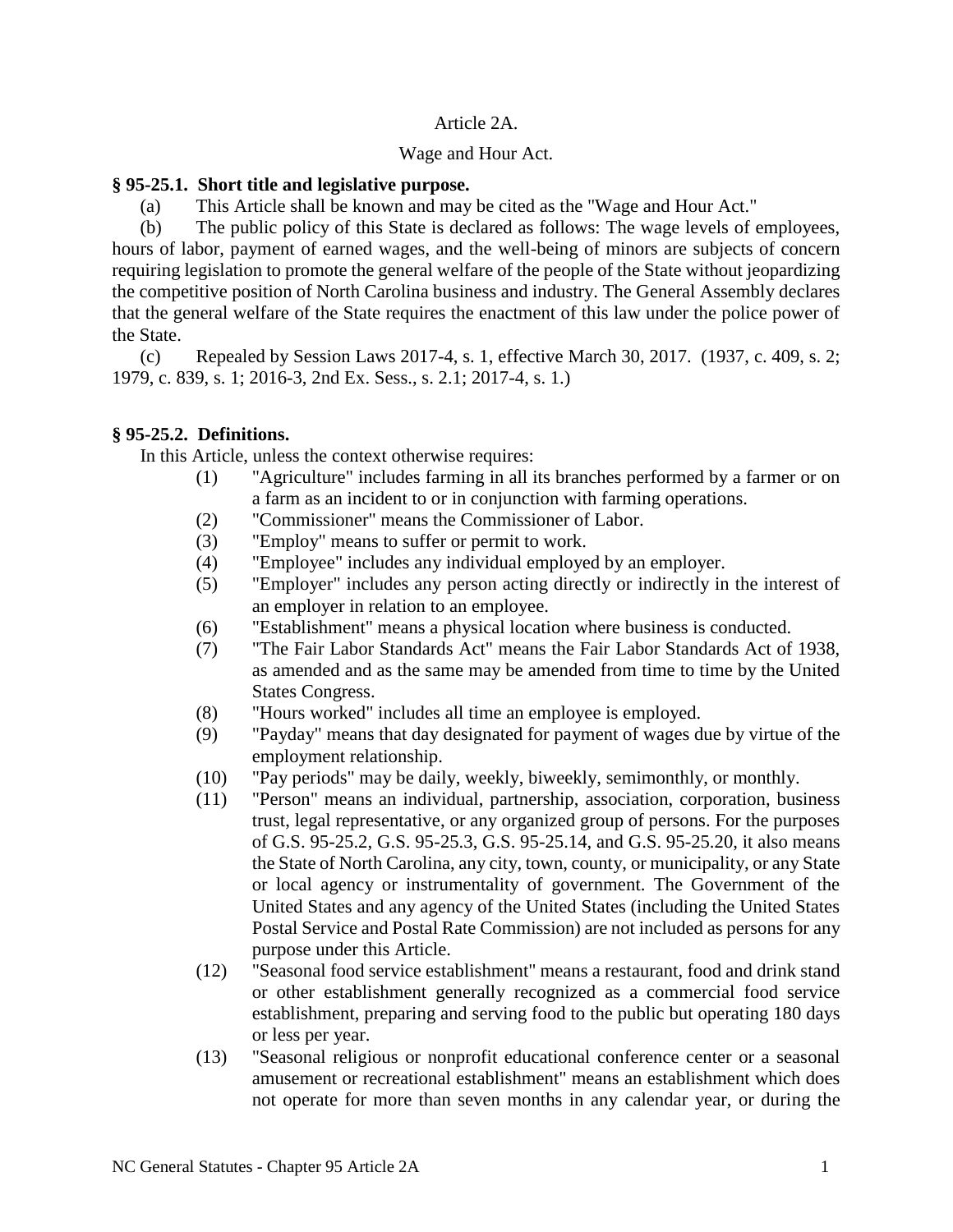# Article 2A.

## Wage and Hour Act.

### § 95-25.1. Short title and legislative purpose.

(a) This Article shall be known and may be cited as the "Wage and Hour Act."

(b) The public policy of this State is declared as follows: The wage levels of employees, hours of labor, payment of earned wages, and the well-being of minors are subjects of concern requiring legislation to promote the general welfare of the people of the State without jeopardizing the competitive position of North Carolina business and industry. The General Assembly declares that the general welfare of the State requires the enactment of this law under the police power of the State.

(c) Repealed by Session Laws 2017-4, s. 1, effective March 30, 2017. (1937, c. 409, s. 2; 1979, c. 839, s. 1; 2016-3, 2nd Ex. Sess., s. 2.1; 2017-4, s. 1.)

### § 95-25.2. Definitions.

In this Article, unless the context otherwise requires:

(1) "Agriculture" includes farming in all its branches performed by a farmer or on a farm as an incident to or in conjunction with farming operations.

(2) "Commissioner" means the Commissioner of Labor.

(3) "Employ" means to suffer or permit to work.

(4) "Employee" includes any individual employed by an employer.

(5) "Employer" includes any person acting directly or indirectly in the interest of an employer in relation to an employee.

(6) "Establishment" means a physical location where business is conducted.

(7) "The Fair Labor Standards Act" means the Fair Labor Standards Act of 1938, as amended and as the same may be amended from time to time by the United States Congress.

(8) "Hours worked" includes all time an employee is employed.

(9) "Payday" means that day designated for payment of wages due by virtue of the employment relationship.

(10) "Pay periods" may be daily, weekly, biweekly, semimonthly, or monthly.

(11) "Person" means an individual, partnership, association, corporation, business trust, legal representative, or any organized group of persons. For the purposes of G.S. 95-25.2, G.S. 95-25.3, G.S. 95-25.14, and G.S. 95-25.20, it also means the State of North Carolina, any city, town, county, or municipality, or any State or local agency or instrumentality of government. The Government of the United States and any agency of the United States (including the United States Postal Service and Postal Rate Commission) are not included as persons for any purpose under this Article.

(12) "Seasonal food service establishment" means a restaurant, food and drink stand or other establishment generally recognized as a commercial food service establishment, preparing and serving food to the public but operating 180 days or less per year.

(13) "Seasonal religious or nonprofit educational conference center or a seasonal amusement or recreational establishment" means an establishment which does not operate for more than seven months in any calendar year, or during the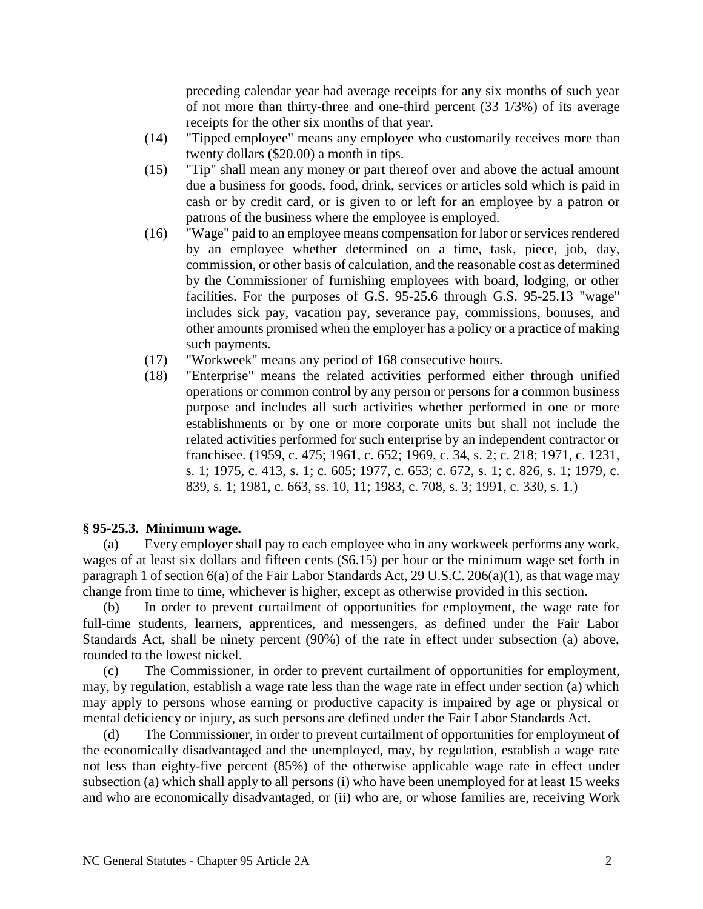preceding calendar year had average receipts for any six months of such year of not more than thirty-three and one-third percent (33 1/3%) of its average receipts for the other six months of that year.

(14) "Tipped employee" means any employee who customarily receives more than twenty dollars ($20.00) a month in tips.

(15) "Tip" shall mean any money or part thereof over and above the actual amount due a business for goods, food, drink, services or articles sold which is paid in cash or by credit card, or is given to or left for an employee by a patron or patrons of the business where the employee is employed.

(16) "Wage" paid to an employee means compensation for labor or services rendered by an employee whether determined on a time, task, piece, job, day, commission, or other basis of calculation, and the reasonable cost as determined by the Commissioner of furnishing employees with board, lodging, or other facilities. For the purposes of G.S. 95-25.6 through G.S. 95-25.13 "wage" includes sick pay, vacation pay, severance pay, commissions, bonuses, and other amounts promised when the employer has a policy or a practice of making such payments.

(17) "Workweek" means any period of 168 consecutive hours.

(18) "Enterprise" means the related activities performed either through unified operations or common control by any person or persons for a common business purpose and includes all such activities whether performed in one or more establishments or by one or more corporate units but shall not include the related activities performed for such enterprise by an independent contractor or franchisee. (1959, c. 475; 1961, c. 652; 1969, c. 34, s. 2; c. 218; 1971, c. 1231, s. 1; 1975, c. 413, s. 1; c. 605; 1977, c. 653; c. 672, s. 1; c. 826, s. 1; 1979, c. 839, s. 1; 1981, c. 663, ss. 10, 11; 1983, c. 708, s. 3; 1991, c. 330, s. 1.)

**§ 95-25.3. Minimum wage.**

(a) Every employer shall pay to each employee who in any workweek performs any work, wages of at least six dollars and fifteen cents ($6.15) per hour or the minimum wage set forth in paragraph 1 of section 6(a) of the Fair Labor Standards Act, 29 U.S.C. 206(a)(1), as that wage may change from time to time, whichever is higher, except as otherwise provided in this section.

(b) In order to prevent curtailment of opportunities for employment, the wage rate for full-time students, learners, apprentices, and messengers, as defined under the Fair Labor Standards Act, shall be ninety percent (90%) of the rate in effect under subsection (a) above, rounded to the lowest nickel.

(c) The Commissioner, in order to prevent curtailment of opportunities for employment, may, by regulation, establish a wage rate less than the wage rate in effect under section (a) which may apply to persons whose earning or productive capacity is impaired by age or physical or mental deficiency or injury, as such persons are defined under the Fair Labor Standards Act.

(d) The Commissioner, in order to prevent curtailment of opportunities for employment of the economically disadvantaged and the unemployed, may, by regulation, establish a wage rate not less than eighty-five percent (85%) of the otherwise applicable wage rate in effect under subsection (a) which shall apply to all persons (i) who have been unemployed for at least 15 weeks and who are economically disadvantaged, or (ii) who are, or whose families are, receiving Work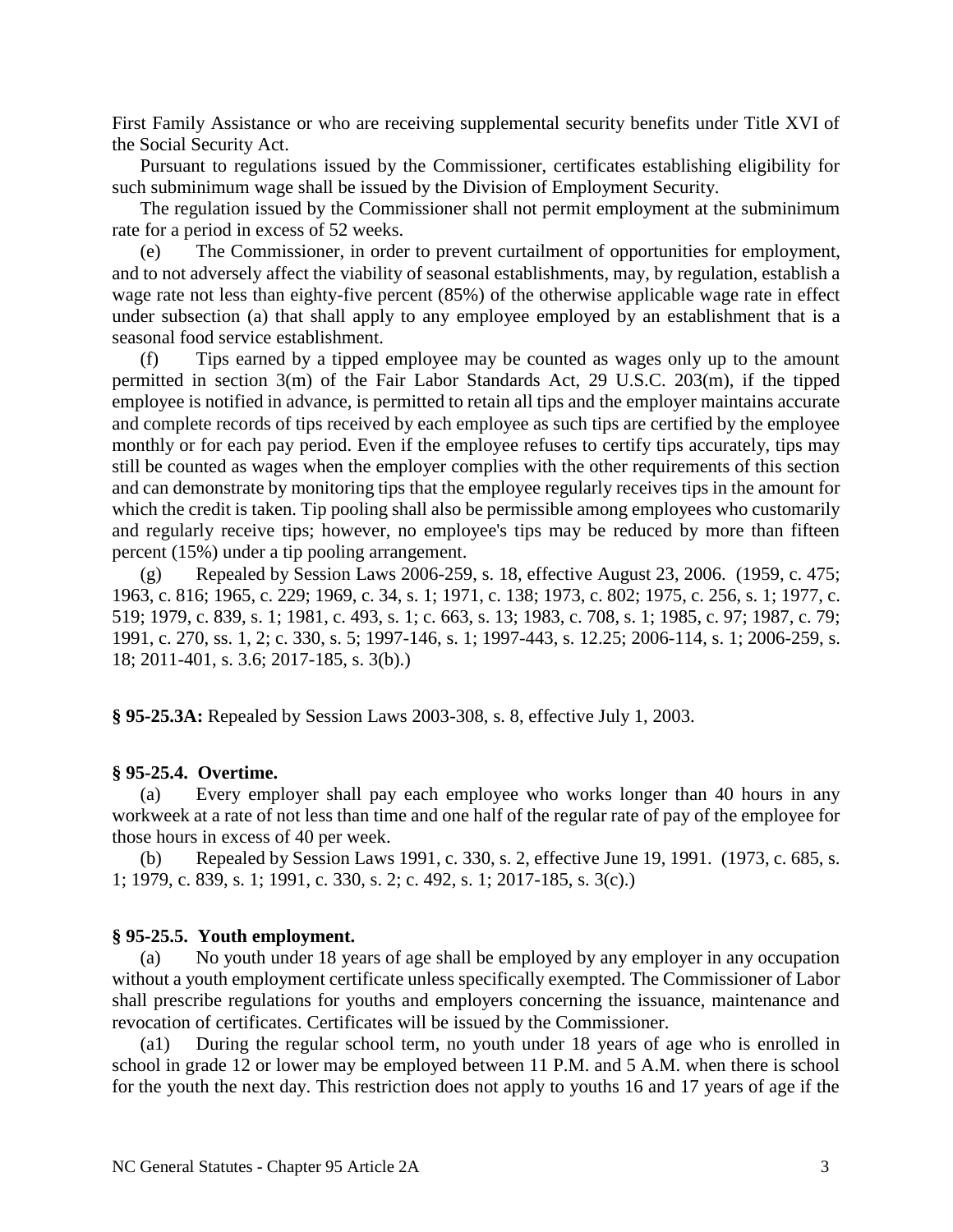First Family Assistance or who are receiving supplemental security benefits under Title XVI of the Social Security Act.

Pursuant to regulations issued by the Commissioner, certificates establishing eligibility for such subminimum wage shall be issued by the Division of Employment Security.

The regulation issued by the Commissioner shall not permit employment at the subminimum rate for a period in excess of 52 weeks.

(e) The Commissioner, in order to prevent curtailment of opportunities for employment, and to not adversely affect the viability of seasonal establishments, may, by regulation, establish a wage rate not less than eighty-five percent (85%) of the otherwise applicable wage rate in effect under subsection (a) that shall apply to any employee employed by an establishment that is a seasonal food service establishment.

(f) Tips earned by a tipped employee may be counted as wages only up to the amount permitted in section 3(m) of the Fair Labor Standards Act, 29 U.S.C. 203(m), if the tipped employee is notified in advance, is permitted to retain all tips and the employer maintains accurate and complete records of tips received by each employee as such tips are certified by the employee monthly or for each pay period. Even if the employee refuses to certify tips accurately, tips may still be counted as wages when the employer complies with the other requirements of this section and can demonstrate by monitoring tips that the employee regularly receives tips in the amount for which the credit is taken. Tip pooling shall also be permissible among employees who customarily and regularly receive tips; however, no employee's tips may be reduced by more than fifteen percent (15%) under a tip pooling arrangement.

(g) Repealed by Session Laws 2006-259, s. 18, effective August 23, 2006. (1959, c. 475; 1963, c. 816; 1965, c. 229; 1969, c. 34, s. 1; 1971, c. 138; 1973, c. 802; 1975, c. 256, s. 1; 1977, c. 519; 1979, c. 839, s. 1; 1981, c. 493, s. 1; c. 663, s. 13; 1983, c. 708, s. 1; 1985, c. 97; 1987, c. 79; 1991, c. 270, ss. 1, 2; c. 330, s. 5; 1997-146, s. 1; 1997-443, s. 12.25; 2006-114, s. 1; 2006-259, s. 18; 2011-401, s. 3.6; 2017-185, s. 3(b).)

**§ 95-25.3A:** Repealed by Session Laws 2003-308, s. 8, effective July 1, 2003.

**§ 95-25.4. Overtime.**

(a) Every employer shall pay each employee who works longer than 40 hours in any workweek at a rate of not less than time and one half of the regular rate of pay of the employee for those hours in excess of 40 per week.

(b) Repealed by Session Laws 1991, c. 330, s. 2, effective June 19, 1991. (1973, c. 685, s. 1; 1979, c. 839, s. 1; 1991, c. 330, s. 2; c. 492, s. 1; 2017-185, s. 3(c).)

**§ 95-25.5. Youth employment.**

(a) No youth under 18 years of age shall be employed by any employer in any occupation without a youth employment certificate unless specifically exempted. The Commissioner of Labor shall prescribe regulations for youths and employers concerning the issuance, maintenance and revocation of certificates. Certificates will be issued by the Commissioner.

(a1) During the regular school term, no youth under 18 years of age who is enrolled in school in grade 12 or lower may be employed between 11 P.M. and 5 A.M. when there is school for the youth the next day. This restriction does not apply to youths 16 and 17 years of age if the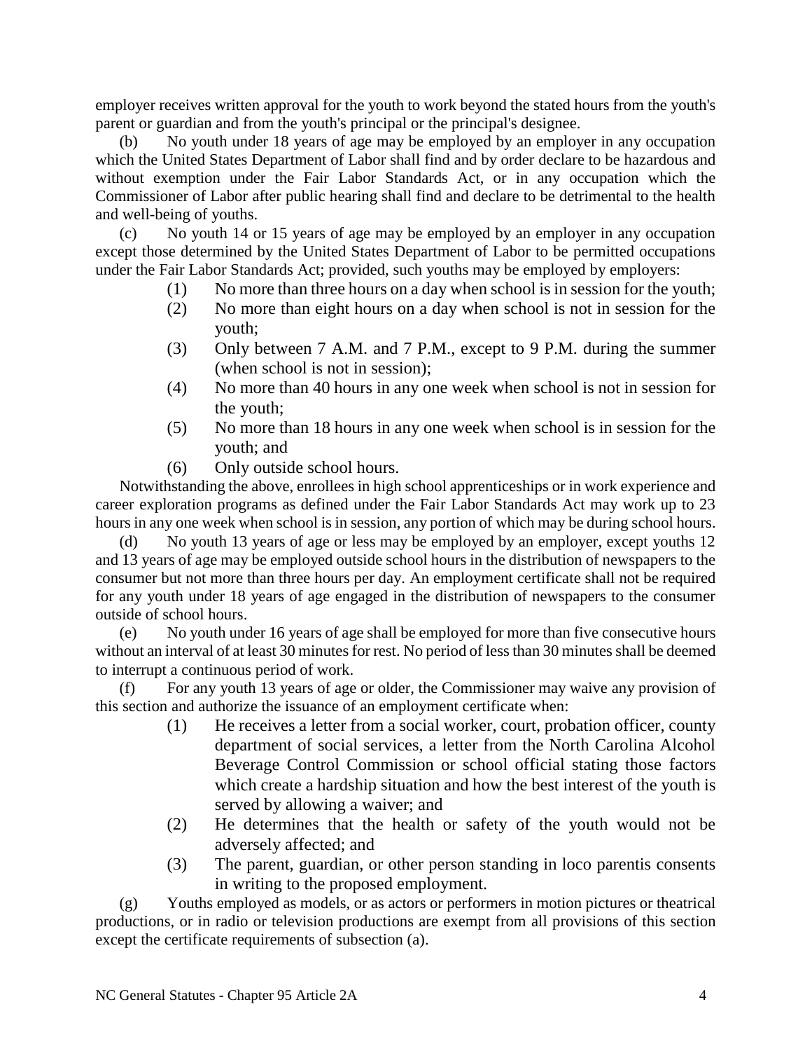employer receives written approval for the youth to work beyond the stated hours from the youth's parent or guardian and from the youth's principal or the principal's designee.

(b) No youth under 18 years of age may be employed by an employer in any occupation which the United States Department of Labor shall find and by order declare to be hazardous and without exemption under the Fair Labor Standards Act, or in any occupation which the Commissioner of Labor after public hearing shall find and declare to be detrimental to the health and well-being of youths.

(c) No youth 14 or 15 years of age may be employed by an employer in any occupation except those determined by the United States Department of Labor to be permitted occupations under the Fair Labor Standards Act; provided, such youths may be employed by employers:

(1) No more than three hours on a day when school is in session for the youth;

(2) No more than eight hours on a day when school is not in session for the youth;

(3) Only between 7 A.M. and 7 P.M., except to 9 P.M. during the summer (when school is not in session);

(4) No more than 40 hours in any one week when school is not in session for the youth;

(5) No more than 18 hours in any one week when school is in session for the youth; and

(6) Only outside school hours.

Notwithstanding the above, enrollees in high school apprenticeships or in work experience and career exploration programs as defined under the Fair Labor Standards Act may work up to 23 hours in any one week when school is in session, any portion of which may be during school hours.

(d) No youth 13 years of age or less may be employed by an employer, except youths 12 and 13 years of age may be employed outside school hours in the distribution of newspapers to the consumer but not more than three hours per day. An employment certificate shall not be required for any youth under 18 years of age engaged in the distribution of newspapers to the consumer outside of school hours.

(e) No youth under 16 years of age shall be employed for more than five consecutive hours without an interval of at least 30 minutes for rest. No period of less than 30 minutes shall be deemed to interrupt a continuous period of work.

(f) For any youth 13 years of age or older, the Commissioner may waive any provision of this section and authorize the issuance of an employment certificate when:

(1) He receives a letter from a social worker, court, probation officer, county department of social services, a letter from the North Carolina Alcohol Beverage Control Commission or school official stating those factors which create a hardship situation and how the best interest of the youth is served by allowing a waiver; and

(2) He determines that the health or safety of the youth would not be adversely affected; and

(3) The parent, guardian, or other person standing in loco parentis consents in writing to the proposed employment.

(g) Youths employed as models, or as actors or performers in motion pictures or theatrical productions, or in radio or television productions are exempt from all provisions of this section except the certificate requirements of subsection (a).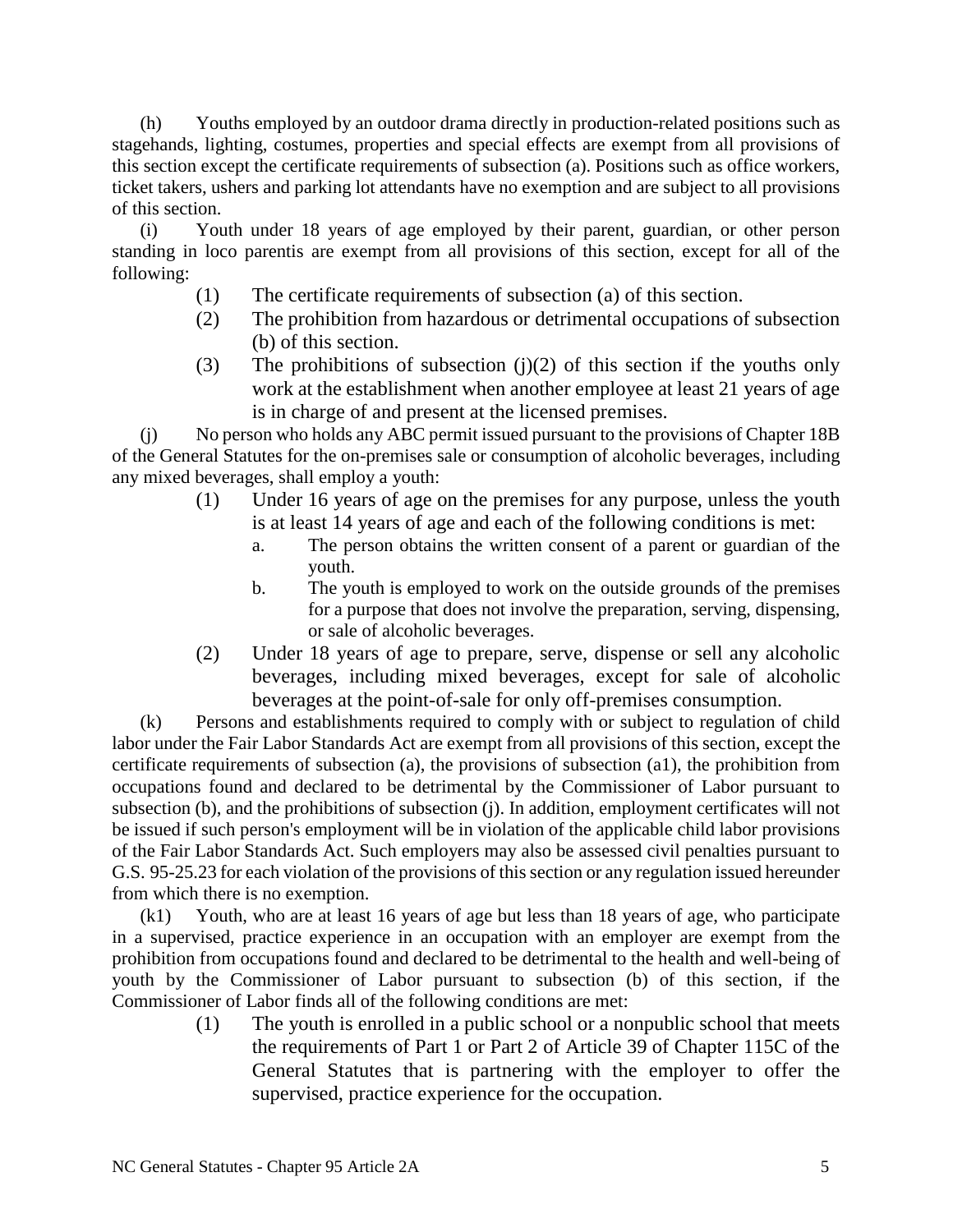(h) Youths employed by an outdoor drama directly in production-related positions such as stagehands, lighting, costumes, properties and special effects are exempt from all provisions of this section except the certificate requirements of subsection (a). Positions such as office workers, ticket takers, ushers and parking lot attendants have no exemption and are subject to all provisions of this section.

(i) Youth under 18 years of age employed by their parent, guardian, or other person standing in loco parentis are exempt from all provisions of this section, except for all of the following:

- (1) The certificate requirements of subsection (a) of this section.
- (2) The prohibition from hazardous or detrimental occupations of subsection (b) of this section.
- (3) The prohibitions of subsection (j)(2) of this section if the youths only work at the establishment when another employee at least 21 years of age is in charge of and present at the licensed premises.

(j) No person who holds any ABC permit issued pursuant to the provisions of Chapter 18B of the General Statutes for the on-premises sale or consumption of alcoholic beverages, including any mixed beverages, shall employ a youth:

- (1) Under 16 years of age on the premises for any purpose, unless the youth is at least 14 years of age and each of the following conditions is met:
  - a. The person obtains the written consent of a parent or guardian of the youth.
  - b. The youth is employed to work on the outside grounds of the premises for a purpose that does not involve the preparation, serving, dispensing, or sale of alcoholic beverages.
- (2) Under 18 years of age to prepare, serve, dispense or sell any alcoholic beverages, including mixed beverages, except for sale of alcoholic beverages at the point-of-sale for only off-premises consumption.

(k) Persons and establishments required to comply with or subject to regulation of child labor under the Fair Labor Standards Act are exempt from all provisions of this section, except the certificate requirements of subsection (a), the provisions of subsection (a1), the prohibition from occupations found and declared to be detrimental by the Commissioner of Labor pursuant to subsection (b), and the prohibitions of subsection (j). In addition, employment certificates will not be issued if such person's employment will be in violation of the applicable child labor provisions of the Fair Labor Standards Act. Such employers may also be assessed civil penalties pursuant to G.S. 95-25.23 for each violation of the provisions of this section or any regulation issued hereunder from which there is no exemption.

(k1) Youth, who are at least 16 years of age but less than 18 years of age, who participate in a supervised, practice experience in an occupation with an employer are exempt from the prohibition from occupations found and declared to be detrimental to the health and well-being of youth by the Commissioner of Labor pursuant to subsection (b) of this section, if the Commissioner of Labor finds all of the following conditions are met:

- (1) The youth is enrolled in a public school or a nonpublic school that meets the requirements of Part 1 or Part 2 of Article 39 of Chapter 115C of the General Statutes that is partnering with the employer to offer the supervised, practice experience for the occupation.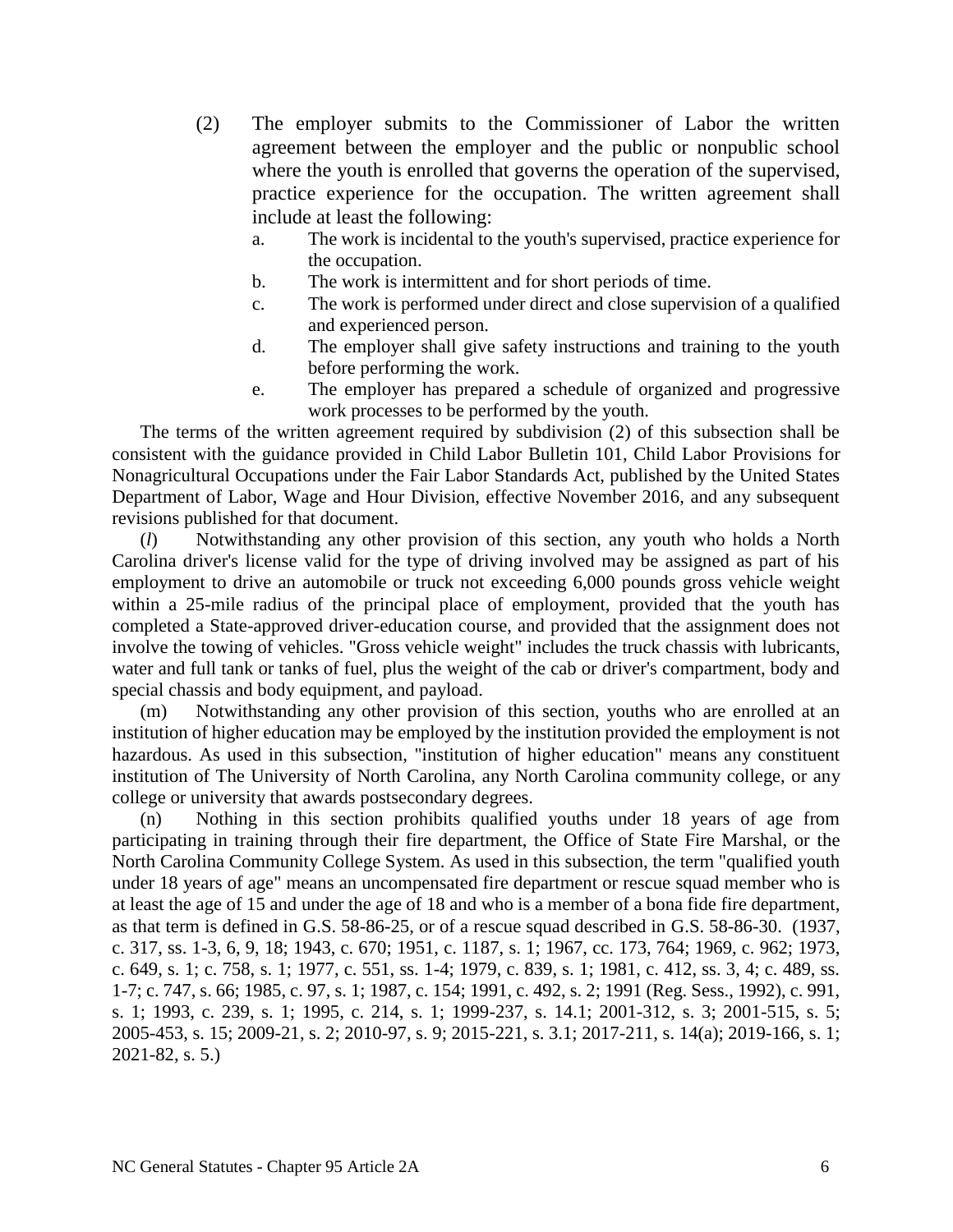(2) The employer submits to the Commissioner of Labor the written agreement between the employer and the public or nonpublic school where the youth is enrolled that governs the operation of the supervised, practice experience for the occupation. The written agreement shall include at least the following:

a. The work is incidental to the youth's supervised, practice experience for the occupation.

b. The work is intermittent and for short periods of time.

c. The work is performed under direct and close supervision of a qualified and experienced person.

d. The employer shall give safety instructions and training to the youth before performing the work.

e. The employer has prepared a schedule of organized and progressive work processes to be performed by the youth.

The terms of the written agreement required by subdivision (2) of this subsection shall be consistent with the guidance provided in Child Labor Bulletin 101, Child Labor Provisions for Nonagricultural Occupations under the Fair Labor Standards Act, published by the United States Department of Labor, Wage and Hour Division, effective November 2016, and any subsequent revisions published for that document.

(*l*) Notwithstanding any other provision of this section, any youth who holds a North Carolina driver's license valid for the type of driving involved may be assigned as part of his employment to drive an automobile or truck not exceeding 6,000 pounds gross vehicle weight within a 25-mile radius of the principal place of employment, provided that the youth has completed a State-approved driver-education course, and provided that the assignment does not involve the towing of vehicles. "Gross vehicle weight" includes the truck chassis with lubricants, water and full tank or tanks of fuel, plus the weight of the cab or driver's compartment, body and special chassis and body equipment, and payload.

(m) Notwithstanding any other provision of this section, youths who are enrolled at an institution of higher education may be employed by the institution provided the employment is not hazardous. As used in this subsection, "institution of higher education" means any constituent institution of The University of North Carolina, any North Carolina community college, or any college or university that awards postsecondary degrees.

(n) Nothing in this section prohibits qualified youths under 18 years of age from participating in training through their fire department, the Office of State Fire Marshal, or the North Carolina Community College System. As used in this subsection, the term "qualified youth under 18 years of age" means an uncompensated fire department or rescue squad member who is at least the age of 15 and under the age of 18 and who is a member of a bona fide fire department, as that term is defined in G.S. 58-86-25, or of a rescue squad described in G.S. 58-86-30. (1937, c. 317, ss. 1-3, 6, 9, 18; 1943, c. 670; 1951, c. 1187, s. 1; 1967, cc. 173, 764; 1969, c. 962; 1973, c. 649, s. 1; c. 758, s. 1; 1977, c. 551, ss. 1-4; 1979, c. 839, s. 1; 1981, c. 412, ss. 3, 4; c. 489, ss. 1-7; c. 747, s. 66; 1985, c. 97, s. 1; 1987, c. 154; 1991, c. 492, s. 2; 1991 (Reg. Sess., 1992), c. 991, s. 1; 1993, c. 239, s. 1; 1995, c. 214, s. 1; 1999-237, s. 14.1; 2001-312, s. 3; 2001-515, s. 5; 2005-453, s. 15; 2009-21, s. 2; 2010-97, s. 9; 2015-221, s. 3.1; 2017-211, s. 14(a); 2019-166, s. 1; 2021-82, s. 5.)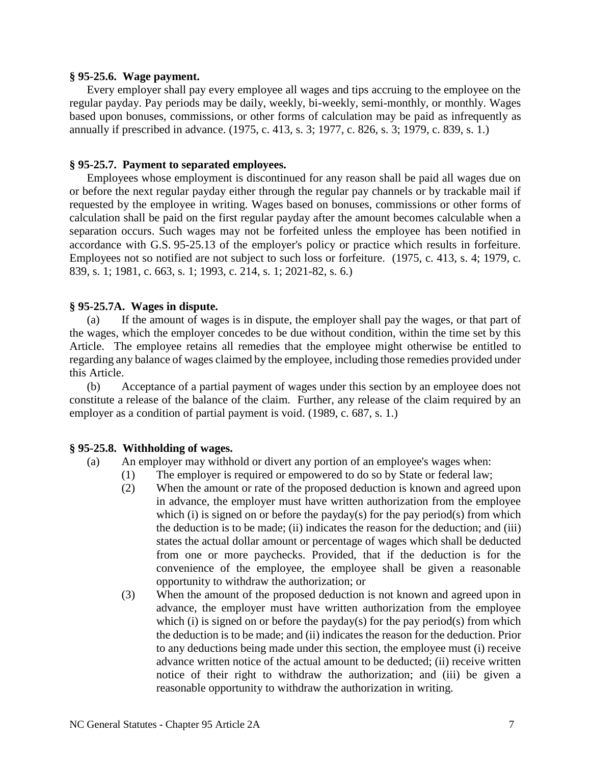**§ 95-25.6. Wage payment.**

Every employer shall pay every employee all wages and tips accruing to the employee on the regular payday. Pay periods may be daily, weekly, bi-weekly, semi-monthly, or monthly. Wages based upon bonuses, commissions, or other forms of calculation may be paid as infrequently as annually if prescribed in advance. (1975, c. 413, s. 3; 1977, c. 826, s. 3; 1979, c. 839, s. 1.)

**§ 95-25.7. Payment to separated employees.**

Employees whose employment is discontinued for any reason shall be paid all wages due on or before the next regular payday either through the regular pay channels or by trackable mail if requested by the employee in writing. Wages based on bonuses, commissions or other forms of calculation shall be paid on the first regular payday after the amount becomes calculable when a separation occurs. Such wages may not be forfeited unless the employee has been notified in accordance with G.S. 95-25.13 of the employer's policy or practice which results in forfeiture. Employees not so notified are not subject to such loss or forfeiture. (1975, c. 413, s. 4; 1979, c. 839, s. 1; 1981, c. 663, s. 1; 1993, c. 214, s. 1; 2021-82, s. 6.)

**§ 95-25.7A. Wages in dispute.**

(a) If the amount of wages is in dispute, the employer shall pay the wages, or that part of the wages, which the employer concedes to be due without condition, within the time set by this Article. The employee retains all remedies that the employee might otherwise be entitled to regarding any balance of wages claimed by the employee, including those remedies provided under this Article.

(b) Acceptance of a partial payment of wages under this section by an employee does not constitute a release of the balance of the claim. Further, any release of the claim required by an employer as a condition of partial payment is void. (1989, c. 687, s. 1.)

**§ 95-25.8. Withholding of wages.**

(a) An employer may withhold or divert any portion of an employee's wages when:

(1) The employer is required or empowered to do so by State or federal law;

(2) When the amount or rate of the proposed deduction is known and agreed upon in advance, the employer must have written authorization from the employee which (i) is signed on or before the payday(s) for the pay period(s) from which the deduction is to be made; (ii) indicates the reason for the deduction; and (iii) states the actual dollar amount or percentage of wages which shall be deducted from one or more paychecks. Provided, that if the deduction is for the convenience of the employee, the employee shall be given a reasonable opportunity to withdraw the authorization; or

(3) When the amount of the proposed deduction is not known and agreed upon in advance, the employer must have written authorization from the employee which (i) is signed on or before the payday(s) for the pay period(s) from which the deduction is to be made; and (ii) indicates the reason for the deduction. Prior to any deductions being made under this section, the employee must (i) receive advance written notice of the actual amount to be deducted; (ii) receive written notice of their right to withdraw the authorization; and (iii) be given a reasonable opportunity to withdraw the authorization in writing.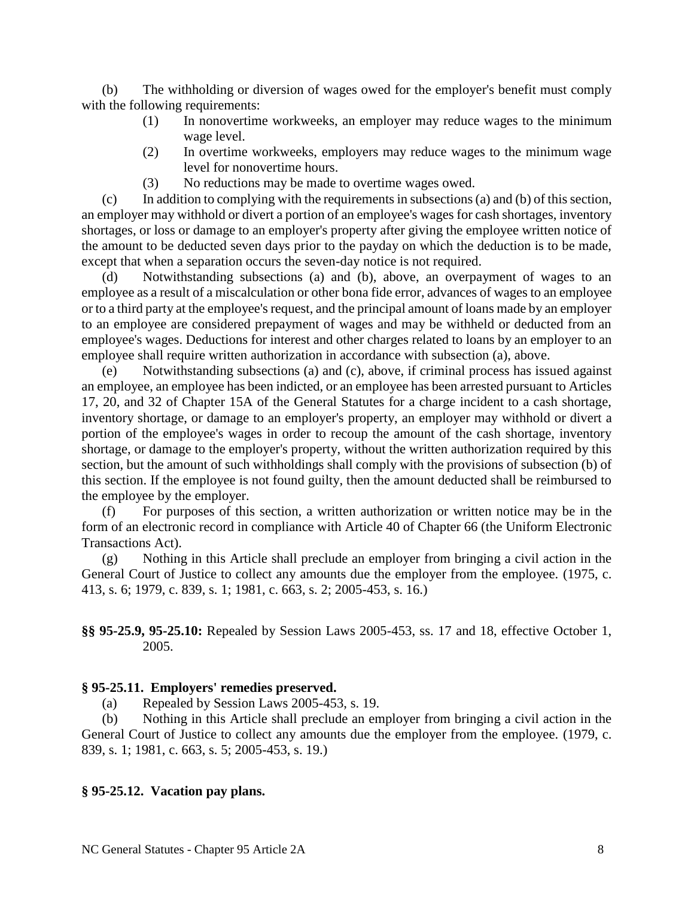(b) The withholding or diversion of wages owed for the employer's benefit must comply with the following requirements:

(1) In nonovertime workweeks, an employer may reduce wages to the minimum wage level.

(2) In overtime workweeks, employers may reduce wages to the minimum wage level for nonovertime hours.

(3) No reductions may be made to overtime wages owed.

(c) In addition to complying with the requirements in subsections (a) and (b) of this section, an employer may withhold or divert a portion of an employee's wages for cash shortages, inventory shortages, or loss or damage to an employer's property after giving the employee written notice of the amount to be deducted seven days prior to the payday on which the deduction is to be made, except that when a separation occurs the seven-day notice is not required.

(d) Notwithstanding subsections (a) and (b), above, an overpayment of wages to an employee as a result of a miscalculation or other bona fide error, advances of wages to an employee or to a third party at the employee's request, and the principal amount of loans made by an employer to an employee are considered prepayment of wages and may be withheld or deducted from an employee's wages. Deductions for interest and other charges related to loans by an employer to an employee shall require written authorization in accordance with subsection (a), above.

(e) Notwithstanding subsections (a) and (c), above, if criminal process has issued against an employee, an employee has been indicted, or an employee has been arrested pursuant to Articles 17, 20, and 32 of Chapter 15A of the General Statutes for a charge incident to a cash shortage, inventory shortage, or damage to an employer's property, an employer may withhold or divert a portion of the employee's wages in order to recoup the amount of the cash shortage, inventory shortage, or damage to the employer's property, without the written authorization required by this section, but the amount of such withholdings shall comply with the provisions of subsection (b) of this section. If the employee is not found guilty, then the amount deducted shall be reimbursed to the employee by the employer.

(f) For purposes of this section, a written authorization or written notice may be in the form of an electronic record in compliance with Article 40 of Chapter 66 (the Uniform Electronic Transactions Act).

(g) Nothing in this Article shall preclude an employer from bringing a civil action in the General Court of Justice to collect any amounts due the employer from the employee. (1975, c. 413, s. 6; 1979, c. 839, s. 1; 1981, c. 663, s. 2; 2005-453, s. 16.)

**§§ 95-25.9, 95-25.10:** Repealed by Session Laws 2005-453, ss. 17 and 18, effective October 1, 2005.

### § 95-25.11. Employers' remedies preserved.

(a) Repealed by Session Laws 2005-453, s. 19.

(b) Nothing in this Article shall preclude an employer from bringing a civil action in the General Court of Justice to collect any amounts due the employer from the employee. (1979, c. 839, s. 1; 1981, c. 663, s. 5; 2005-453, s. 19.)

### § 95-25.12. Vacation pay plans.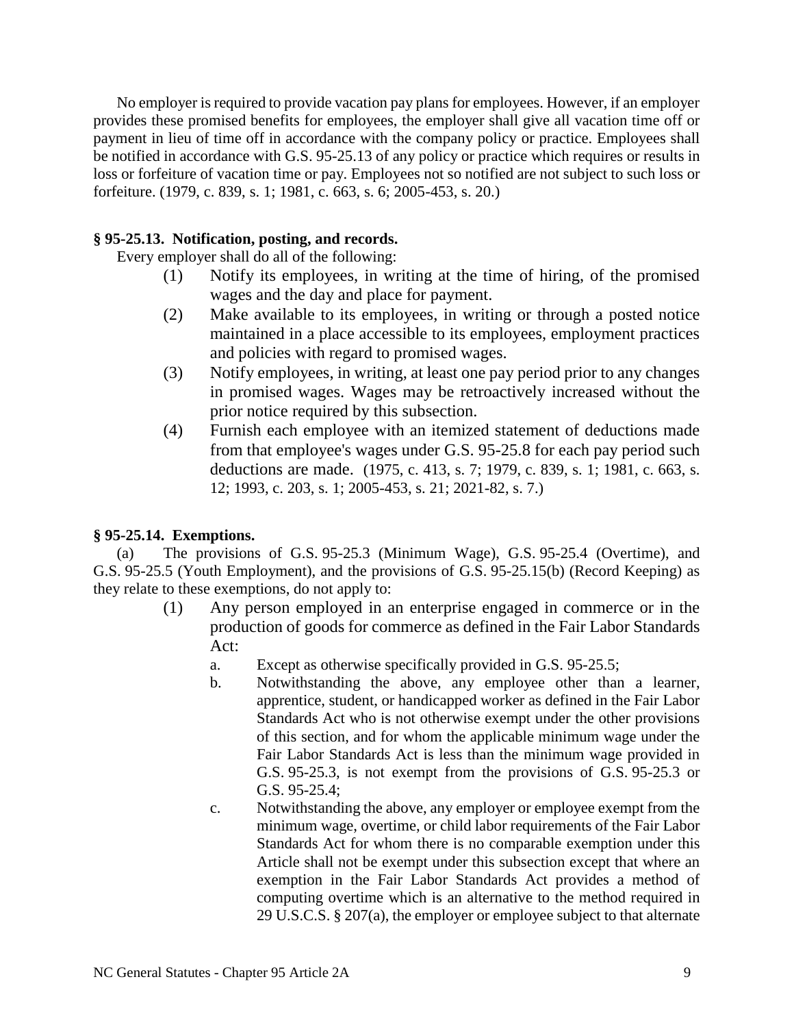No employer is required to provide vacation pay plans for employees. However, if an employer provides these promised benefits for employees, the employer shall give all vacation time off or payment in lieu of time off in accordance with the company policy or practice. Employees shall be notified in accordance with G.S. 95-25.13 of any policy or practice which requires or results in loss or forfeiture of vacation time or pay. Employees not so notified are not subject to such loss or forfeiture. (1979, c. 839, s. 1; 1981, c. 663, s. 6; 2005-453, s. 20.)

**§ 95-25.13. Notification, posting, and records.**

Every employer shall do all of the following:

(1) Notify its employees, in writing at the time of hiring, of the promised wages and the day and place for payment.

(2) Make available to its employees, in writing or through a posted notice maintained in a place accessible to its employees, employment practices and policies with regard to promised wages.

(3) Notify employees, in writing, at least one pay period prior to any changes in promised wages. Wages may be retroactively increased without the prior notice required by this subsection.

(4) Furnish each employee with an itemized statement of deductions made from that employee's wages under G.S. 95-25.8 for each pay period such deductions are made. (1975, c. 413, s. 7; 1979, c. 839, s. 1; 1981, c. 663, s. 12; 1993, c. 203, s. 1; 2005-453, s. 21; 2021-82, s. 7.)

**§ 95-25.14. Exemptions.**

(a) The provisions of G.S. 95-25.3 (Minimum Wage), G.S. 95-25.4 (Overtime), and G.S. 95-25.5 (Youth Employment), and the provisions of G.S. 95-25.15(b) (Record Keeping) as they relate to these exemptions, do not apply to:

(1) Any person employed in an enterprise engaged in commerce or in the production of goods for commerce as defined in the Fair Labor Standards Act:

a. Except as otherwise specifically provided in G.S. 95-25.5;

b. Notwithstanding the above, any employee other than a learner, apprentice, student, or handicapped worker as defined in the Fair Labor Standards Act who is not otherwise exempt under the other provisions of this section, and for whom the applicable minimum wage under the Fair Labor Standards Act is less than the minimum wage provided in G.S. 95-25.3, is not exempt from the provisions of G.S. 95-25.3 or G.S. 95-25.4;

c. Notwithstanding the above, any employer or employee exempt from the minimum wage, overtime, or child labor requirements of the Fair Labor Standards Act for whom there is no comparable exemption under this Article shall not be exempt under this subsection except that where an exemption in the Fair Labor Standards Act provides a method of computing overtime which is an alternative to the method required in 29 U.S.C.S. § 207(a), the employer or employee subject to that alternate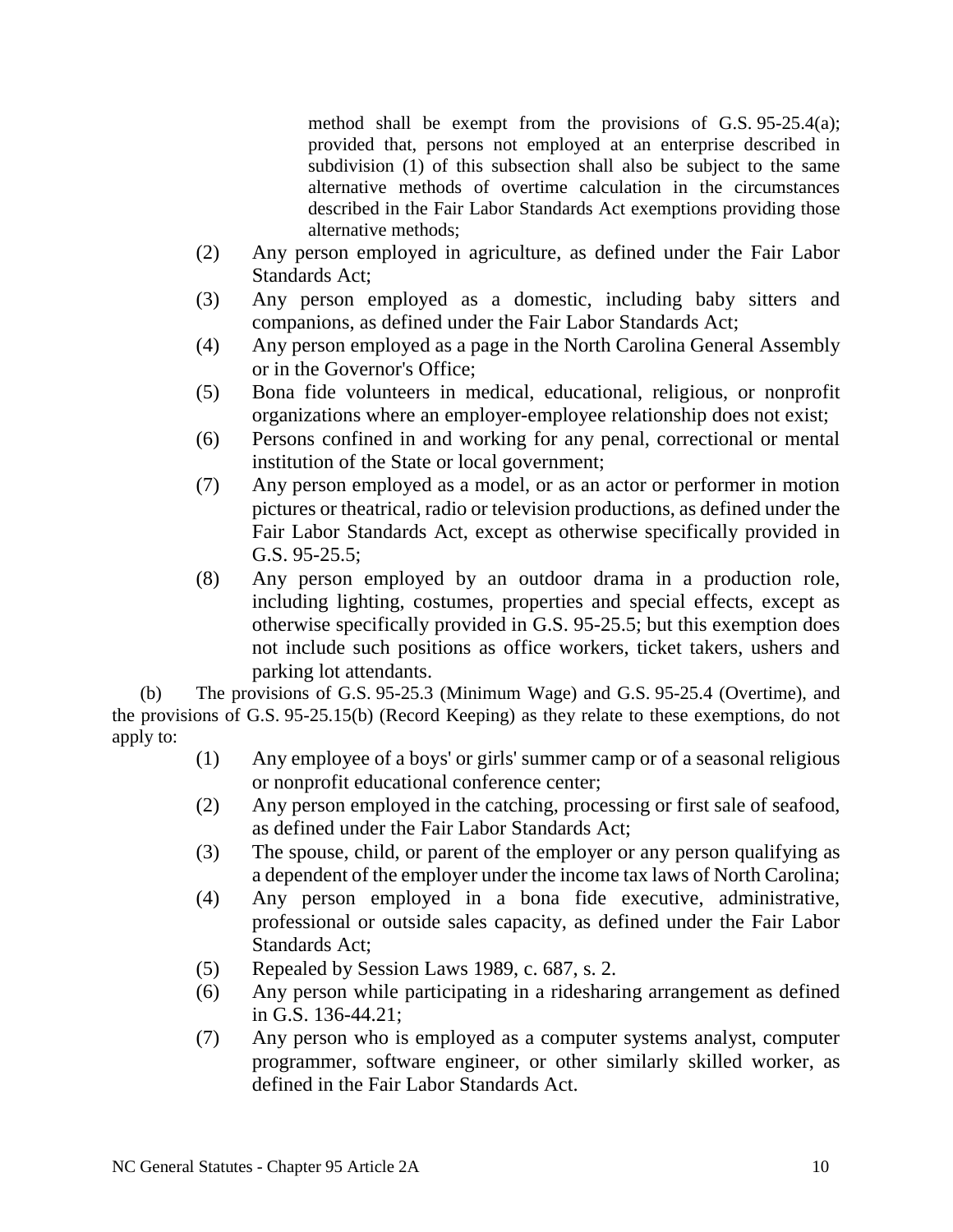method shall be exempt from the provisions of G.S. 95-25.4(a); provided that, persons not employed at an enterprise described in subdivision (1) of this subsection shall also be subject to the same alternative methods of overtime calculation in the circumstances described in the Fair Labor Standards Act exemptions providing those alternative methods;

(2) Any person employed in agriculture, as defined under the Fair Labor Standards Act;

(3) Any person employed as a domestic, including baby sitters and companions, as defined under the Fair Labor Standards Act;

(4) Any person employed as a page in the North Carolina General Assembly or in the Governor's Office;

(5) Bona fide volunteers in medical, educational, religious, or nonprofit organizations where an employer-employee relationship does not exist;

(6) Persons confined in and working for any penal, correctional or mental institution of the State or local government;

(7) Any person employed as a model, or as an actor or performer in motion pictures or theatrical, radio or television productions, as defined under the Fair Labor Standards Act, except as otherwise specifically provided in G.S. 95-25.5;

(8) Any person employed by an outdoor drama in a production role, including lighting, costumes, properties and special effects, except as otherwise specifically provided in G.S. 95-25.5; but this exemption does not include such positions as office workers, ticket takers, ushers and parking lot attendants.

(b) The provisions of G.S. 95-25.3 (Minimum Wage) and G.S. 95-25.4 (Overtime), and the provisions of G.S. 95-25.15(b) (Record Keeping) as they relate to these exemptions, do not apply to:

(1) Any employee of a boys' or girls' summer camp or of a seasonal religious or nonprofit educational conference center;

(2) Any person employed in the catching, processing or first sale of seafood, as defined under the Fair Labor Standards Act;

(3) The spouse, child, or parent of the employer or any person qualifying as a dependent of the employer under the income tax laws of North Carolina;

(4) Any person employed in a bona fide executive, administrative, professional or outside sales capacity, as defined under the Fair Labor Standards Act;

(5) Repealed by Session Laws 1989, c. 687, s. 2.

(6) Any person while participating in a ridesharing arrangement as defined in G.S. 136-44.21;

(7) Any person who is employed as a computer systems analyst, computer programmer, software engineer, or other similarly skilled worker, as defined in the Fair Labor Standards Act.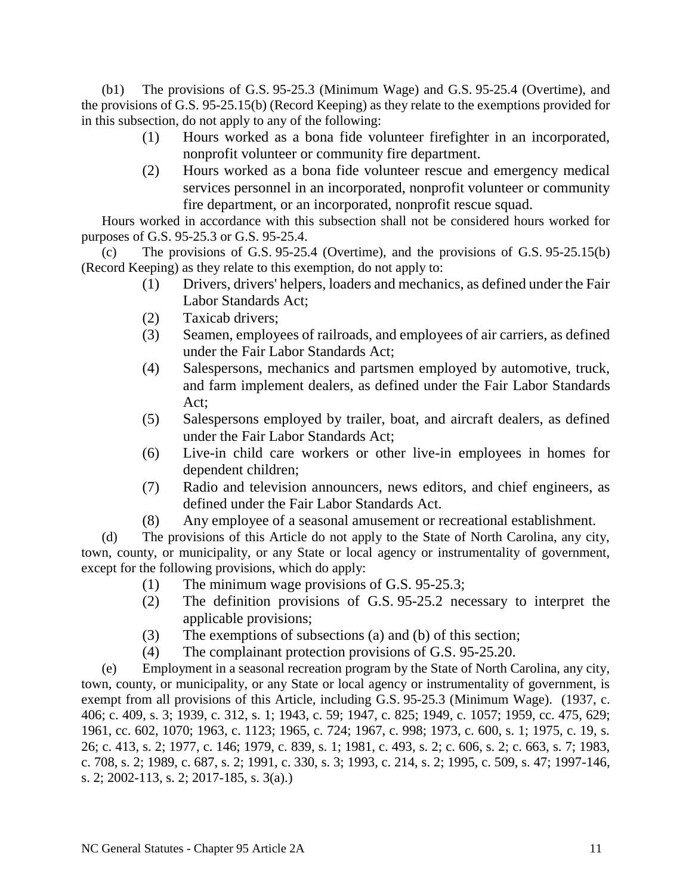(b1) The provisions of G.S. 95-25.3 (Minimum Wage) and G.S. 95-25.4 (Overtime), and the provisions of G.S. 95-25.15(b) (Record Keeping) as they relate to the exemptions provided for in this subsection, do not apply to any of the following:

- (1) Hours worked as a bona fide volunteer firefighter in an incorporated, nonprofit volunteer or community fire department.
- (2) Hours worked as a bona fide volunteer rescue and emergency medical services personnel in an incorporated, nonprofit volunteer or community fire department, or an incorporated, nonprofit rescue squad.

Hours worked in accordance with this subsection shall not be considered hours worked for purposes of G.S. 95-25.3 or G.S. 95-25.4.

(c) The provisions of G.S. 95-25.4 (Overtime), and the provisions of G.S. 95-25.15(b) (Record Keeping) as they relate to this exemption, do not apply to:

- (1) Drivers, drivers' helpers, loaders and mechanics, as defined under the Fair Labor Standards Act;
- (2) Taxicab drivers;
- (3) Seamen, employees of railroads, and employees of air carriers, as defined under the Fair Labor Standards Act;
- (4) Salespersons, mechanics and partsmen employed by automotive, truck, and farm implement dealers, as defined under the Fair Labor Standards Act;
- (5) Salespersons employed by trailer, boat, and aircraft dealers, as defined under the Fair Labor Standards Act;
- (6) Live-in child care workers or other live-in employees in homes for dependent children;
- (7) Radio and television announcers, news editors, and chief engineers, as defined under the Fair Labor Standards Act.
- (8) Any employee of a seasonal amusement or recreational establishment.

(d) The provisions of this Article do not apply to the State of North Carolina, any city, town, county, or municipality, or any State or local agency or instrumentality of government, except for the following provisions, which do apply:

- (1) The minimum wage provisions of G.S. 95-25.3;
- (2) The definition provisions of G.S. 95-25.2 necessary to interpret the applicable provisions;
- (3) The exemptions of subsections (a) and (b) of this section;
- (4) The complainant protection provisions of G.S. 95-25.20.

(e) Employment in a seasonal recreation program by the State of North Carolina, any city, town, county, or municipality, or any State or local agency or instrumentality of government, is exempt from all provisions of this Article, including G.S. 95-25.3 (Minimum Wage). (1937, c. 406; c. 409, s. 3; 1939, c. 312, s. 1; 1943, c. 59; 1947, c. 825; 1949, c. 1057; 1959, cc. 475, 629; 1961, cc. 602, 1070; 1963, c. 1123; 1965, c. 724; 1967, c. 998; 1973, c. 600, s. 1; 1975, c. 19, s. 26; c. 413, s. 2; 1977, c. 146; 1979, c. 839, s. 1; 1981, c. 493, s. 2; c. 606, s. 2; c. 663, s. 7; 1983, c. 708, s. 2; 1989, c. 687, s. 2; 1991, c. 330, s. 3; 1993, c. 214, s. 2; 1995, c. 509, s. 47; 1997-146, s. 2; 2002-113, s. 2; 2017-185, s. 3(a).)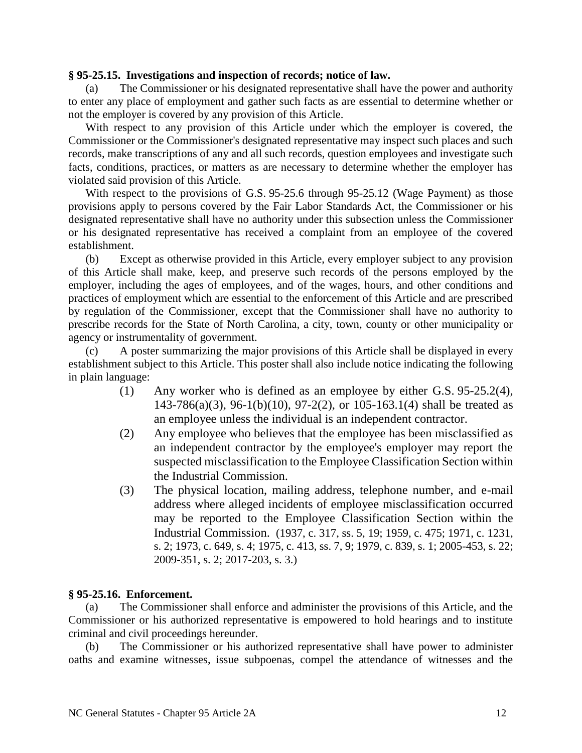**§ 95-25.15. Investigations and inspection of records; notice of law.**

(a) The Commissioner or his designated representative shall have the power and authority to enter any place of employment and gather such facts as are essential to determine whether or not the employer is covered by any provision of this Article.

With respect to any provision of this Article under which the employer is covered, the Commissioner or the Commissioner's designated representative may inspect such places and such records, make transcriptions of any and all such records, question employees and investigate such facts, conditions, practices, or matters as are necessary to determine whether the employer has violated said provision of this Article.

With respect to the provisions of G.S. 95-25.6 through 95-25.12 (Wage Payment) as those provisions apply to persons covered by the Fair Labor Standards Act, the Commissioner or his designated representative shall have no authority under this subsection unless the Commissioner or his designated representative has received a complaint from an employee of the covered establishment.

(b) Except as otherwise provided in this Article, every employer subject to any provision of this Article shall make, keep, and preserve such records of the persons employed by the employer, including the ages of employees, and of the wages, hours, and other conditions and practices of employment which are essential to the enforcement of this Article and are prescribed by regulation of the Commissioner, except that the Commissioner shall have no authority to prescribe records for the State of North Carolina, a city, town, county or other municipality or agency or instrumentality of government.

(c) A poster summarizing the major provisions of this Article shall be displayed in every establishment subject to this Article. This poster shall also include notice indicating the following in plain language:

(1) Any worker who is defined as an employee by either G.S. 95-25.2(4), 143-786(a)(3), 96-1(b)(10), 97-2(2), or 105-163.1(4) shall be treated as an employee unless the individual is an independent contractor.

(2) Any employee who believes that the employee has been misclassified as an independent contractor by the employee's employer may report the suspected misclassification to the Employee Classification Section within the Industrial Commission.

(3) The physical location, mailing address, telephone number, and e-mail address where alleged incidents of employee misclassification occurred may be reported to the Employee Classification Section within the Industrial Commission. (1937, c. 317, ss. 5, 19; 1959, c. 475; 1971, c. 1231, s. 2; 1973, c. 649, s. 4; 1975, c. 413, ss. 7, 9; 1979, c. 839, s. 1; 2005-453, s. 22; 2009-351, s. 2; 2017-203, s. 3.)

**§ 95-25.16. Enforcement.**

(a) The Commissioner shall enforce and administer the provisions of this Article, and the Commissioner or his authorized representative is empowered to hold hearings and to institute criminal and civil proceedings hereunder.

(b) The Commissioner or his authorized representative shall have power to administer oaths and examine witnesses, issue subpoenas, compel the attendance of witnesses and the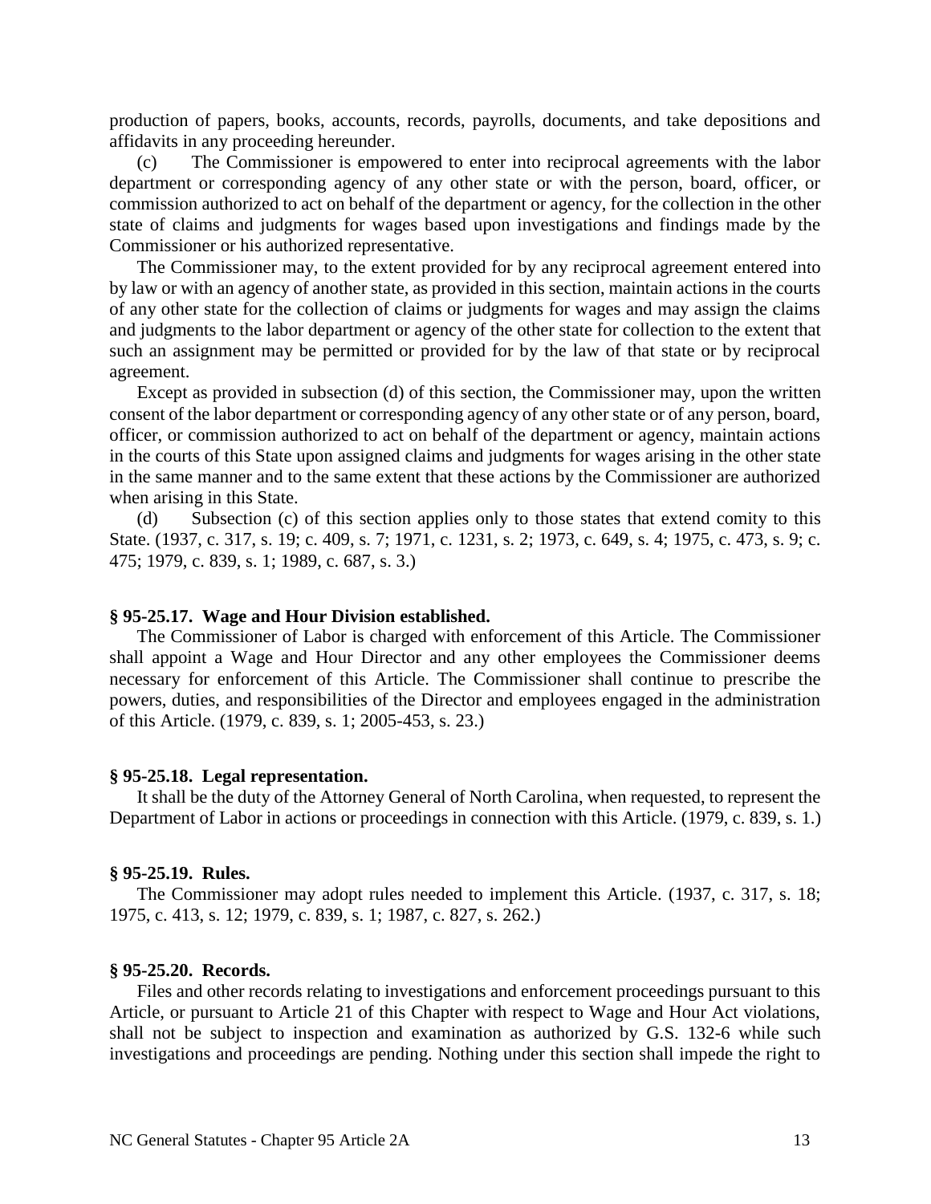production of papers, books, accounts, records, payrolls, documents, and take depositions and affidavits in any proceeding hereunder.

(c) The Commissioner is empowered to enter into reciprocal agreements with the labor department or corresponding agency of any other state or with the person, board, officer, or commission authorized to act on behalf of the department or agency, for the collection in the other state of claims and judgments for wages based upon investigations and findings made by the Commissioner or his authorized representative.

The Commissioner may, to the extent provided for by any reciprocal agreement entered into by law or with an agency of another state, as provided in this section, maintain actions in the courts of any other state for the collection of claims or judgments for wages and may assign the claims and judgments to the labor department or agency of the other state for collection to the extent that such an assignment may be permitted or provided for by the law of that state or by reciprocal agreement.

Except as provided in subsection (d) of this section, the Commissioner may, upon the written consent of the labor department or corresponding agency of any other state or of any person, board, officer, or commission authorized to act on behalf of the department or agency, maintain actions in the courts of this State upon assigned claims and judgments for wages arising in the other state in the same manner and to the same extent that these actions by the Commissioner are authorized when arising in this State.

(d) Subsection (c) of this section applies only to those states that extend comity to this State. (1937, c. 317, s. 19; c. 409, s. 7; 1971, c. 1231, s. 2; 1973, c. 649, s. 4; 1975, c. 473, s. 9; c. 475; 1979, c. 839, s. 1; 1989, c. 687, s. 3.)

**§ 95-25.17. Wage and Hour Division established.**

The Commissioner of Labor is charged with enforcement of this Article. The Commissioner shall appoint a Wage and Hour Director and any other employees the Commissioner deems necessary for enforcement of this Article. The Commissioner shall continue to prescribe the powers, duties, and responsibilities of the Director and employees engaged in the administration of this Article. (1979, c. 839, s. 1; 2005-453, s. 23.)

**§ 95-25.18. Legal representation.**

It shall be the duty of the Attorney General of North Carolina, when requested, to represent the Department of Labor in actions or proceedings in connection with this Article. (1979, c. 839, s. 1.)

**§ 95-25.19. Rules.**

The Commissioner may adopt rules needed to implement this Article. (1937, c. 317, s. 18; 1975, c. 413, s. 12; 1979, c. 839, s. 1; 1987, c. 827, s. 262.)

**§ 95-25.20. Records.**

Files and other records relating to investigations and enforcement proceedings pursuant to this Article, or pursuant to Article 21 of this Chapter with respect to Wage and Hour Act violations, shall not be subject to inspection and examination as authorized by G.S. 132-6 while such investigations and proceedings are pending. Nothing under this section shall impede the right to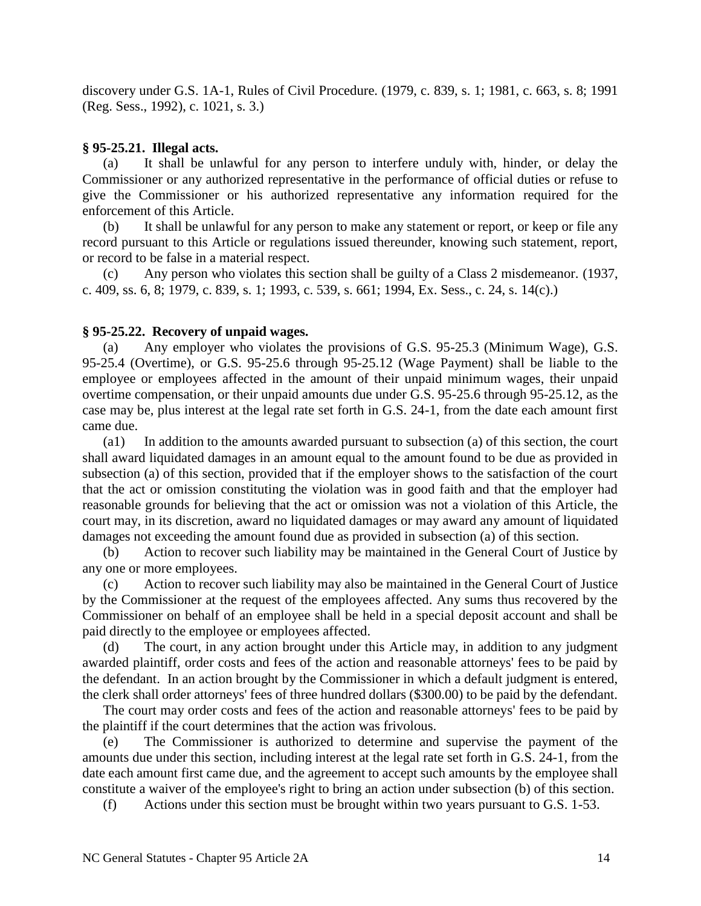discovery under G.S. 1A-1, Rules of Civil Procedure. (1979, c. 839, s. 1; 1981, c. 663, s. 8; 1991 (Reg. Sess., 1992), c. 1021, s. 3.)

**§ 95-25.21. Illegal acts.**

(a) It shall be unlawful for any person to interfere unduly with, hinder, or delay the Commissioner or any authorized representative in the performance of official duties or refuse to give the Commissioner or his authorized representative any information required for the enforcement of this Article.

(b) It shall be unlawful for any person to make any statement or report, or keep or file any record pursuant to this Article or regulations issued thereunder, knowing such statement, report, or record to be false in a material respect.

(c) Any person who violates this section shall be guilty of a Class 2 misdemeanor. (1937, c. 409, ss. 6, 8; 1979, c. 839, s. 1; 1993, c. 539, s. 661; 1994, Ex. Sess., c. 24, s. 14(c).)

**§ 95-25.22. Recovery of unpaid wages.**

(a) Any employer who violates the provisions of G.S. 95-25.3 (Minimum Wage), G.S. 95-25.4 (Overtime), or G.S. 95-25.6 through 95-25.12 (Wage Payment) shall be liable to the employee or employees affected in the amount of their unpaid minimum wages, their unpaid overtime compensation, or their unpaid amounts due under G.S. 95-25.6 through 95-25.12, as the case may be, plus interest at the legal rate set forth in G.S. 24-1, from the date each amount first came due.

(a1) In addition to the amounts awarded pursuant to subsection (a) of this section, the court shall award liquidated damages in an amount equal to the amount found to be due as provided in subsection (a) of this section, provided that if the employer shows to the satisfaction of the court that the act or omission constituting the violation was in good faith and that the employer had reasonable grounds for believing that the act or omission was not a violation of this Article, the court may, in its discretion, award no liquidated damages or may award any amount of liquidated damages not exceeding the amount found due as provided in subsection (a) of this section.

(b) Action to recover such liability may be maintained in the General Court of Justice by any one or more employees.

(c) Action to recover such liability may also be maintained in the General Court of Justice by the Commissioner at the request of the employees affected. Any sums thus recovered by the Commissioner on behalf of an employee shall be held in a special deposit account and shall be paid directly to the employee or employees affected.

(d) The court, in any action brought under this Article may, in addition to any judgment awarded plaintiff, order costs and fees of the action and reasonable attorneys' fees to be paid by the defendant. In an action brought by the Commissioner in which a default judgment is entered, the clerk shall order attorneys' fees of three hundred dollars ($300.00) to be paid by the defendant.

The court may order costs and fees of the action and reasonable attorneys' fees to be paid by the plaintiff if the court determines that the action was frivolous.

(e) The Commissioner is authorized to determine and supervise the payment of the amounts due under this section, including interest at the legal rate set forth in G.S. 24-1, from the date each amount first came due, and the agreement to accept such amounts by the employee shall constitute a waiver of the employee's right to bring an action under subsection (b) of this section.

(f) Actions under this section must be brought within two years pursuant to G.S. 1-53.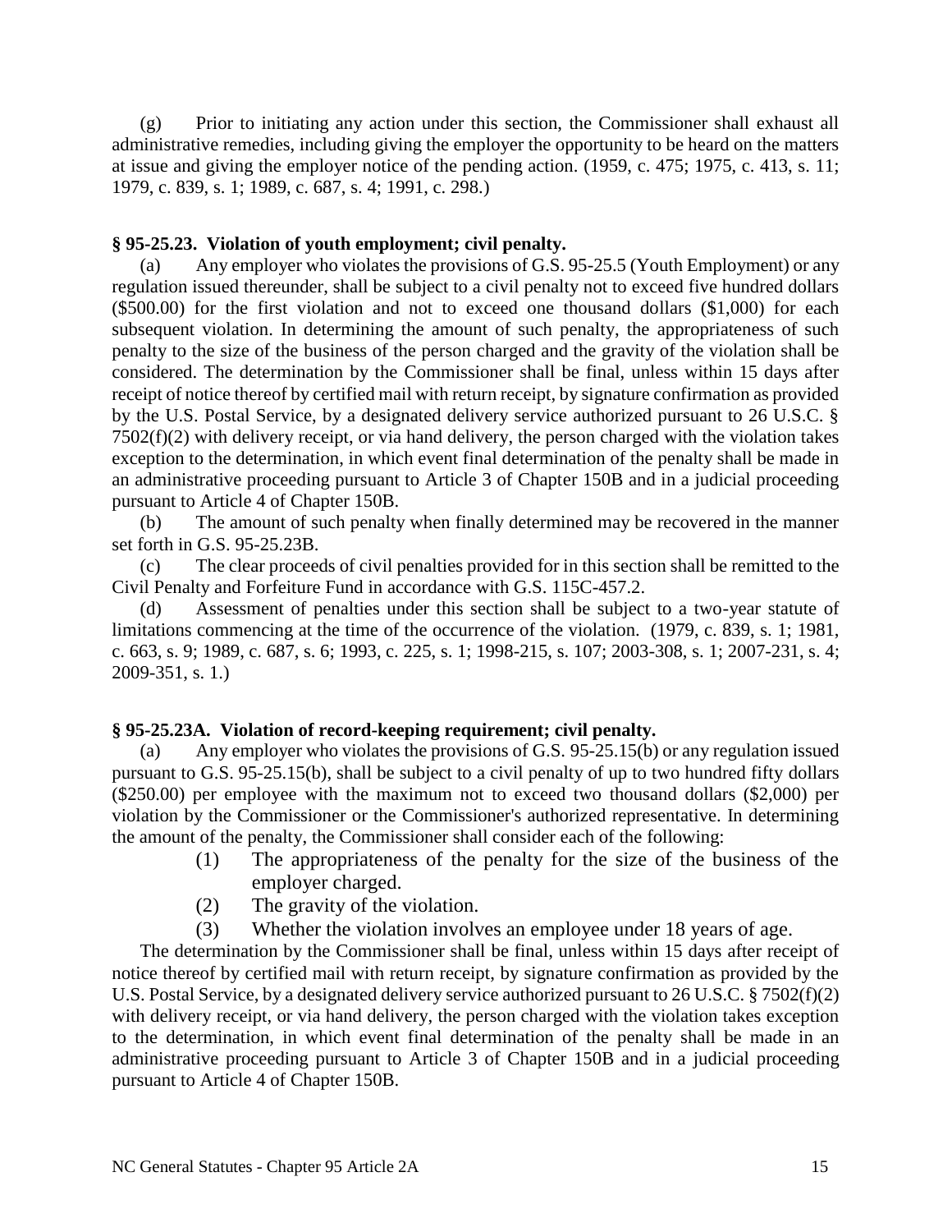(g) Prior to initiating any action under this section, the Commissioner shall exhaust all administrative remedies, including giving the employer the opportunity to be heard on the matters at issue and giving the employer notice of the pending action. (1959, c. 475; 1975, c. 413, s. 11; 1979, c. 839, s. 1; 1989, c. 687, s. 4; 1991, c. 298.)

**§ 95-25.23. Violation of youth employment; civil penalty.**

(a) Any employer who violates the provisions of G.S. 95-25.5 (Youth Employment) or any regulation issued thereunder, shall be subject to a civil penalty not to exceed five hundred dollars ($500.00) for the first violation and not to exceed one thousand dollars ($1,000) for each subsequent violation. In determining the amount of such penalty, the appropriateness of such penalty to the size of the business of the person charged and the gravity of the violation shall be considered. The determination by the Commissioner shall be final, unless within 15 days after receipt of notice thereof by certified mail with return receipt, by signature confirmation as provided by the U.S. Postal Service, by a designated delivery service authorized pursuant to 26 U.S.C. § 7502(f)(2) with delivery receipt, or via hand delivery, the person charged with the violation takes exception to the determination, in which event final determination of the penalty shall be made in an administrative proceeding pursuant to Article 3 of Chapter 150B and in a judicial proceeding pursuant to Article 4 of Chapter 150B.

(b) The amount of such penalty when finally determined may be recovered in the manner set forth in G.S. 95-25.23B.

(c) The clear proceeds of civil penalties provided for in this section shall be remitted to the Civil Penalty and Forfeiture Fund in accordance with G.S. 115C-457.2.

(d) Assessment of penalties under this section shall be subject to a two-year statute of limitations commencing at the time of the occurrence of the violation. (1979, c. 839, s. 1; 1981, c. 663, s. 9; 1989, c. 687, s. 6; 1993, c. 225, s. 1; 1998-215, s. 107; 2003-308, s. 1; 2007-231, s. 4; 2009-351, s. 1.)

**§ 95-25.23A. Violation of record-keeping requirement; civil penalty.**

(a) Any employer who violates the provisions of G.S. 95-25.15(b) or any regulation issued pursuant to G.S. 95-25.15(b), shall be subject to a civil penalty of up to two hundred fifty dollars ($250.00) per employee with the maximum not to exceed two thousand dollars ($2,000) per violation by the Commissioner or the Commissioner's authorized representative. In determining the amount of the penalty, the Commissioner shall consider each of the following:

(1) The appropriateness of the penalty for the size of the business of the employer charged.

(2) The gravity of the violation.

(3) Whether the violation involves an employee under 18 years of age.

The determination by the Commissioner shall be final, unless within 15 days after receipt of notice thereof by certified mail with return receipt, by signature confirmation as provided by the U.S. Postal Service, by a designated delivery service authorized pursuant to 26 U.S.C. § 7502(f)(2) with delivery receipt, or via hand delivery, the person charged with the violation takes exception to the determination, in which event final determination of the penalty shall be made in an administrative proceeding pursuant to Article 3 of Chapter 150B and in a judicial proceeding pursuant to Article 4 of Chapter 150B.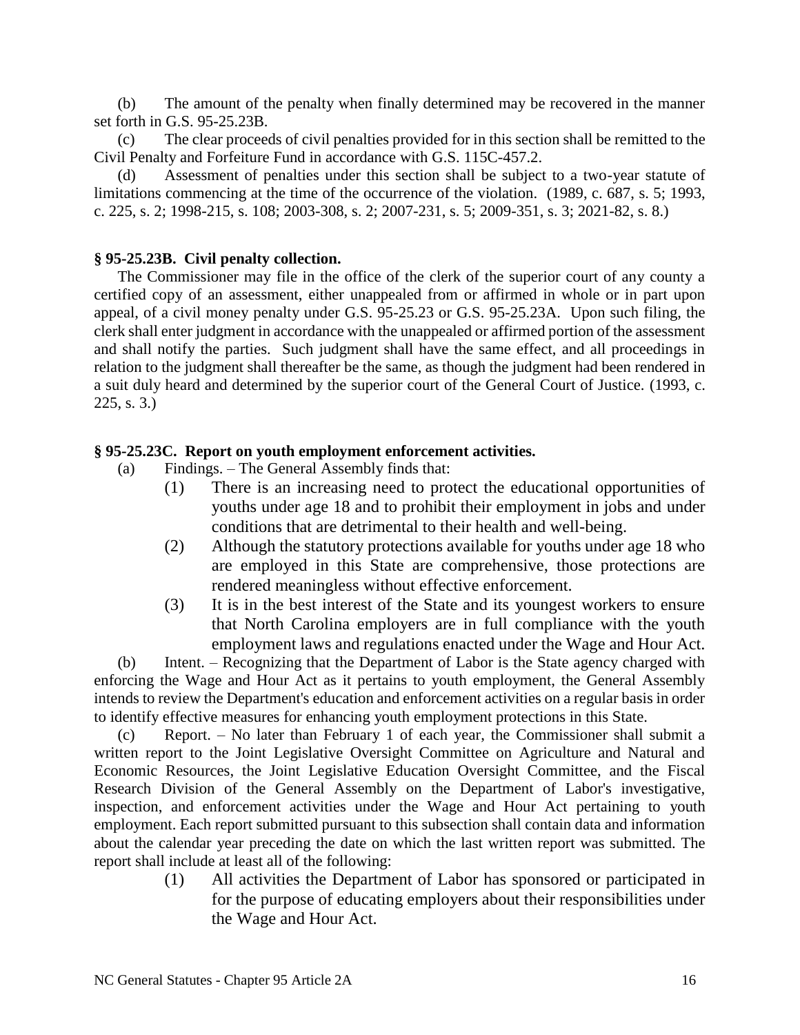(b) The amount of the penalty when finally determined may be recovered in the manner set forth in G.S. 95-25.23B.

(c) The clear proceeds of civil penalties provided for in this section shall be remitted to the Civil Penalty and Forfeiture Fund in accordance with G.S. 115C-457.2.

(d) Assessment of penalties under this section shall be subject to a two-year statute of limitations commencing at the time of the occurrence of the violation. (1989, c. 687, s. 5; 1993, c. 225, s. 2; 1998-215, s. 108; 2003-308, s. 2; 2007-231, s. 5; 2009-351, s. 3; 2021-82, s. 8.)

### § 95-25.23B. Civil penalty collection.

The Commissioner may file in the office of the clerk of the superior court of any county a certified copy of an assessment, either unappealed from or affirmed in whole or in part upon appeal, of a civil money penalty under G.S. 95-25.23 or G.S. 95-25.23A. Upon such filing, the clerk shall enter judgment in accordance with the unappealed or affirmed portion of the assessment and shall notify the parties. Such judgment shall have the same effect, and all proceedings in relation to the judgment shall thereafter be the same, as though the judgment had been rendered in a suit duly heard and determined by the superior court of the General Court of Justice. (1993, c. 225, s. 3.)

### § 95-25.23C. Report on youth employment enforcement activities.

(a) Findings. – The General Assembly finds that:

(1) There is an increasing need to protect the educational opportunities of youths under age 18 and to prohibit their employment in jobs and under conditions that are detrimental to their health and well-being.

(2) Although the statutory protections available for youths under age 18 who are employed in this State are comprehensive, those protections are rendered meaningless without effective enforcement.

(3) It is in the best interest of the State and its youngest workers to ensure that North Carolina employers are in full compliance with the youth employment laws and regulations enacted under the Wage and Hour Act.

(b) Intent. – Recognizing that the Department of Labor is the State agency charged with enforcing the Wage and Hour Act as it pertains to youth employment, the General Assembly intends to review the Department's education and enforcement activities on a regular basis in order to identify effective measures for enhancing youth employment protections in this State.

(c) Report. – No later than February 1 of each year, the Commissioner shall submit a written report to the Joint Legislative Oversight Committee on Agriculture and Natural and Economic Resources, the Joint Legislative Education Oversight Committee, and the Fiscal Research Division of the General Assembly on the Department of Labor's investigative, inspection, and enforcement activities under the Wage and Hour Act pertaining to youth employment. Each report submitted pursuant to this subsection shall contain data and information about the calendar year preceding the date on which the last written report was submitted. The report shall include at least all of the following:

(1) All activities the Department of Labor has sponsored or participated in for the purpose of educating employers about their responsibilities under the Wage and Hour Act.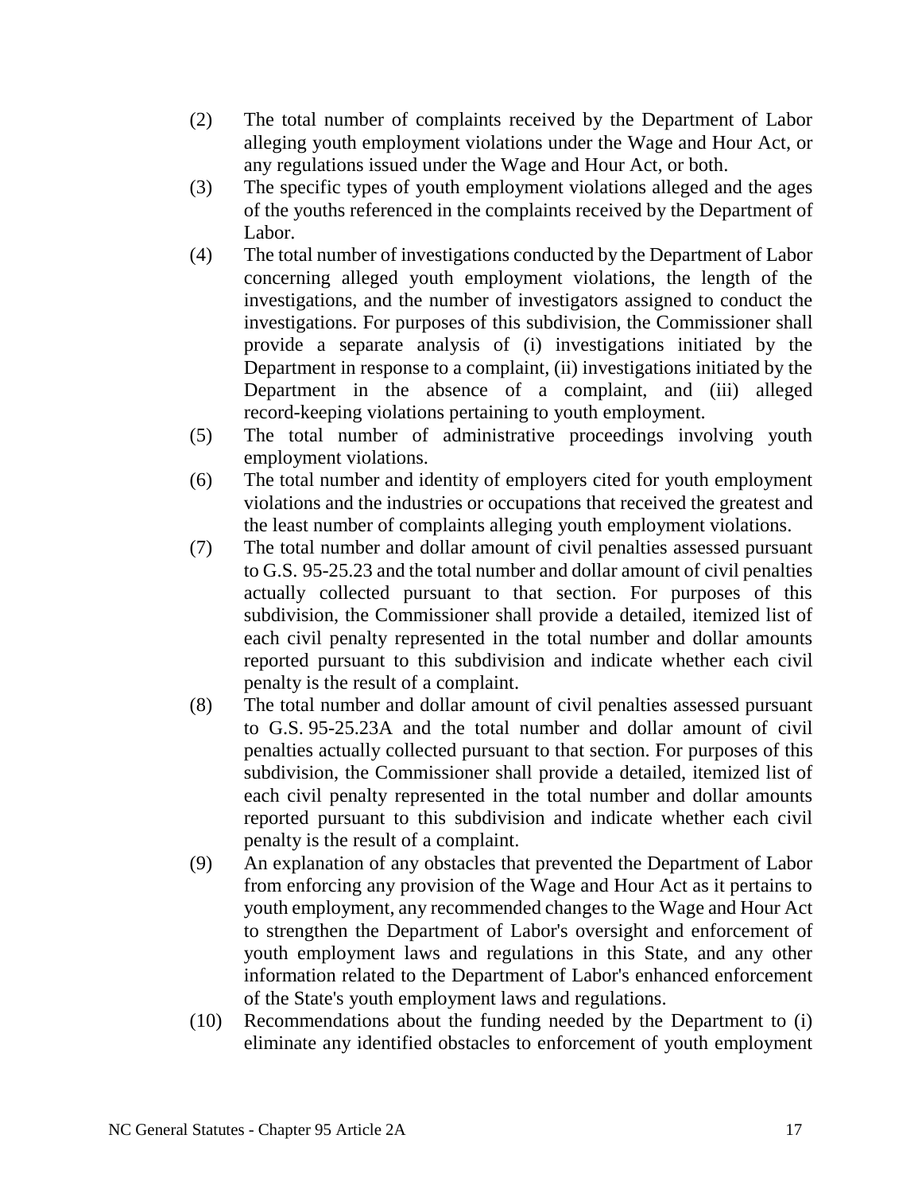(2) The total number of complaints received by the Department of Labor alleging youth employment violations under the Wage and Hour Act, or any regulations issued under the Wage and Hour Act, or both.

(3) The specific types of youth employment violations alleged and the ages of the youths referenced in the complaints received by the Department of Labor.

(4) The total number of investigations conducted by the Department of Labor concerning alleged youth employment violations, the length of the investigations, and the number of investigators assigned to conduct the investigations. For purposes of this subdivision, the Commissioner shall provide a separate analysis of (i) investigations initiated by the Department in response to a complaint, (ii) investigations initiated by the Department in the absence of a complaint, and (iii) alleged record-keeping violations pertaining to youth employment.

(5) The total number of administrative proceedings involving youth employment violations.

(6) The total number and identity of employers cited for youth employment violations and the industries or occupations that received the greatest and the least number of complaints alleging youth employment violations.

(7) The total number and dollar amount of civil penalties assessed pursuant to G.S. 95-25.23 and the total number and dollar amount of civil penalties actually collected pursuant to that section. For purposes of this subdivision, the Commissioner shall provide a detailed, itemized list of each civil penalty represented in the total number and dollar amounts reported pursuant to this subdivision and indicate whether each civil penalty is the result of a complaint.

(8) The total number and dollar amount of civil penalties assessed pursuant to G.S. 95-25.23A and the total number and dollar amount of civil penalties actually collected pursuant to that section. For purposes of this subdivision, the Commissioner shall provide a detailed, itemized list of each civil penalty represented in the total number and dollar amounts reported pursuant to this subdivision and indicate whether each civil penalty is the result of a complaint.

(9) An explanation of any obstacles that prevented the Department of Labor from enforcing any provision of the Wage and Hour Act as it pertains to youth employment, any recommended changes to the Wage and Hour Act to strengthen the Department of Labor's oversight and enforcement of youth employment laws and regulations in this State, and any other information related to the Department of Labor's enhanced enforcement of the State's youth employment laws and regulations.

(10) Recommendations about the funding needed by the Department to (i) eliminate any identified obstacles to enforcement of youth employment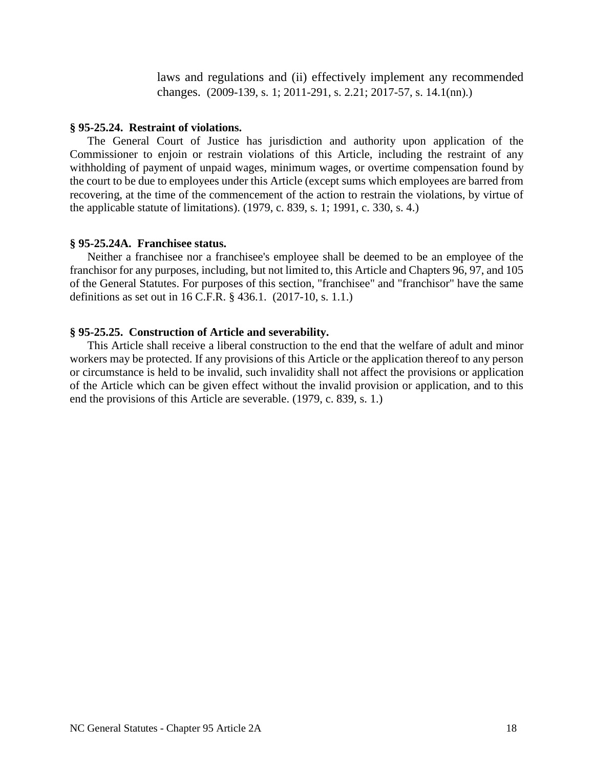laws and regulations and (ii) effectively implement any recommended changes. (2009-139, s. 1; 2011-291, s. 2.21; 2017-57, s. 14.1(nn).)

**§ 95-25.24. Restraint of violations.**

The General Court of Justice has jurisdiction and authority upon application of the Commissioner to enjoin or restrain violations of this Article, including the restraint of any withholding of payment of unpaid wages, minimum wages, or overtime compensation found by the court to be due to employees under this Article (except sums which employees are barred from recovering, at the time of the commencement of the action to restrain the violations, by virtue of the applicable statute of limitations). (1979, c. 839, s. 1; 1991, c. 330, s. 4.)

**§ 95-25.24A. Franchisee status.**

Neither a franchisee nor a franchisee's employee shall be deemed to be an employee of the franchisor for any purposes, including, but not limited to, this Article and Chapters 96, 97, and 105 of the General Statutes. For purposes of this section, "franchisee" and "franchisor" have the same definitions as set out in 16 C.F.R. § 436.1. (2017-10, s. 1.1.)

**§ 95-25.25. Construction of Article and severability.**

This Article shall receive a liberal construction to the end that the welfare of adult and minor workers may be protected. If any provisions of this Article or the application thereof to any person or circumstance is held to be invalid, such invalidity shall not affect the provisions or application of the Article which can be given effect without the invalid provision or application, and to this end the provisions of this Article are severable. (1979, c. 839, s. 1.)